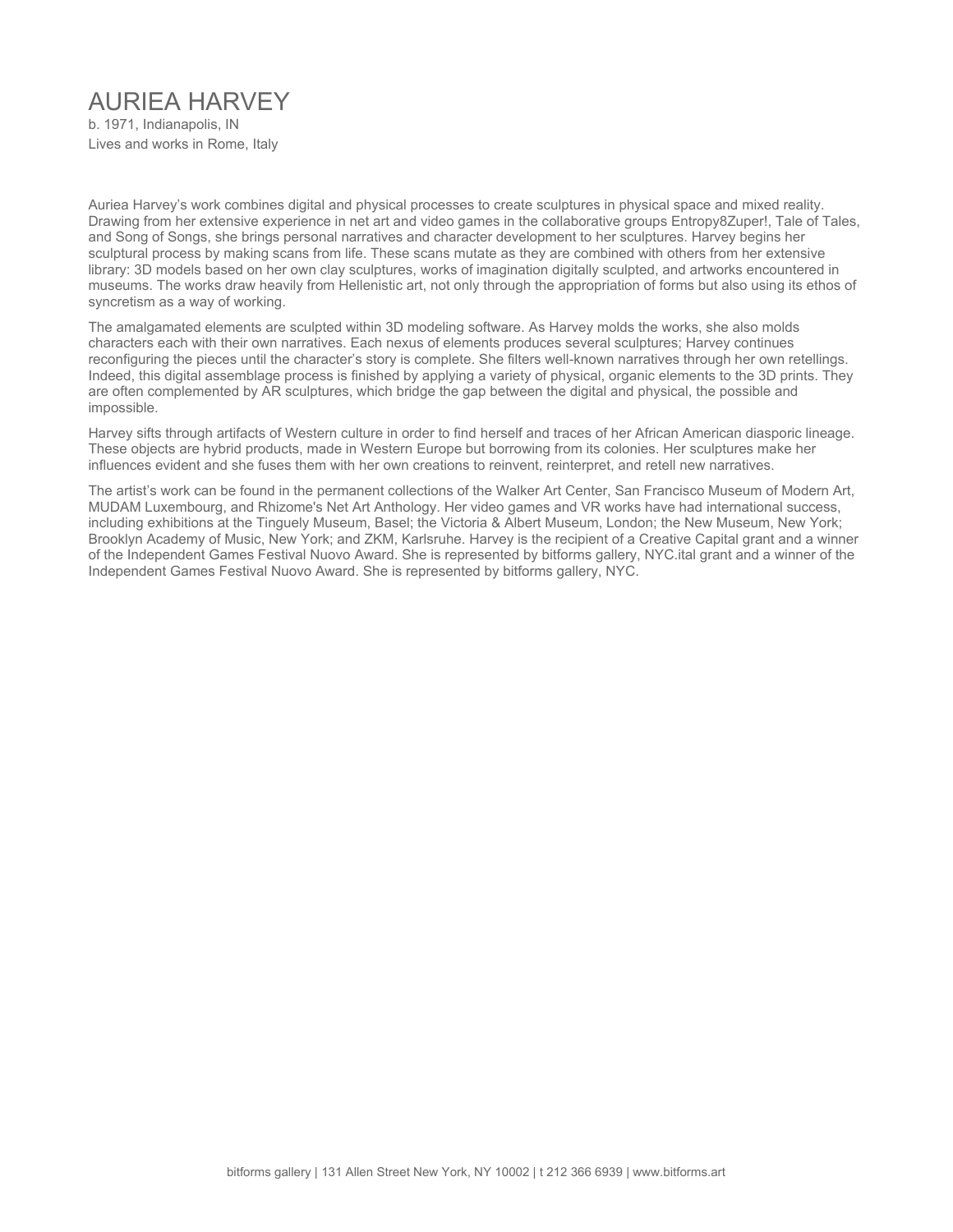# AURIEA HARVEY

b. 1971, Indianapolis, IN
Lives and works in Rome, Italy

Auriea Harvey's work combines digital and physical processes to create sculptures in physical space and mixed reality. Drawing from her extensive experience in net art and video games in the collaborative groups Entropy8Zuper!, Tale of Tales, and Song of Songs, she brings personal narratives and character development to her sculptures. Harvey begins her sculptural process by making scans from life. These scans mutate as they are combined with others from her extensive library: 3D models based on her own clay sculptures, works of imagination digitally sculpted, and artworks encountered in museums. The works draw heavily from Hellenistic art, not only through the appropriation of forms but also using its ethos of syncretism as a way of working.

The amalgamated elements are sculpted within 3D modeling software. As Harvey molds the works, she also molds characters each with their own narratives. Each nexus of elements produces several sculptures; Harvey continues reconfiguring the pieces until the character's story is complete. She filters well-known narratives through her own retellings. Indeed, this digital assemblage process is finished by applying a variety of physical, organic elements to the 3D prints. They are often complemented by AR sculptures, which bridge the gap between the digital and physical, the possible and impossible.

Harvey sifts through artifacts of Western culture in order to find herself and traces of her African American diasporic lineage. These objects are hybrid products, made in Western Europe but borrowing from its colonies. Her sculptures make her influences evident and she fuses them with her own creations to reinvent, reinterpret, and retell new narratives.

The artist's work can be found in the permanent collections of the Walker Art Center, San Francisco Museum of Modern Art, MUDAM Luxembourg, and Rhizome's Net Art Anthology. Her video games and VR works have had international success, including exhibitions at the Tinguely Museum, Basel; the Victoria & Albert Museum, London; the New Museum, New York; Brooklyn Academy of Music, New York; and ZKM, Karlsruhe. Harvey is the recipient of a Creative Capital grant and a winner of the Independent Games Festival Nuovo Award. She is represented by bitforms gallery, NYC.ital grant and a winner of the Independent Games Festival Nuovo Award. She is represented by bitforms gallery, NYC.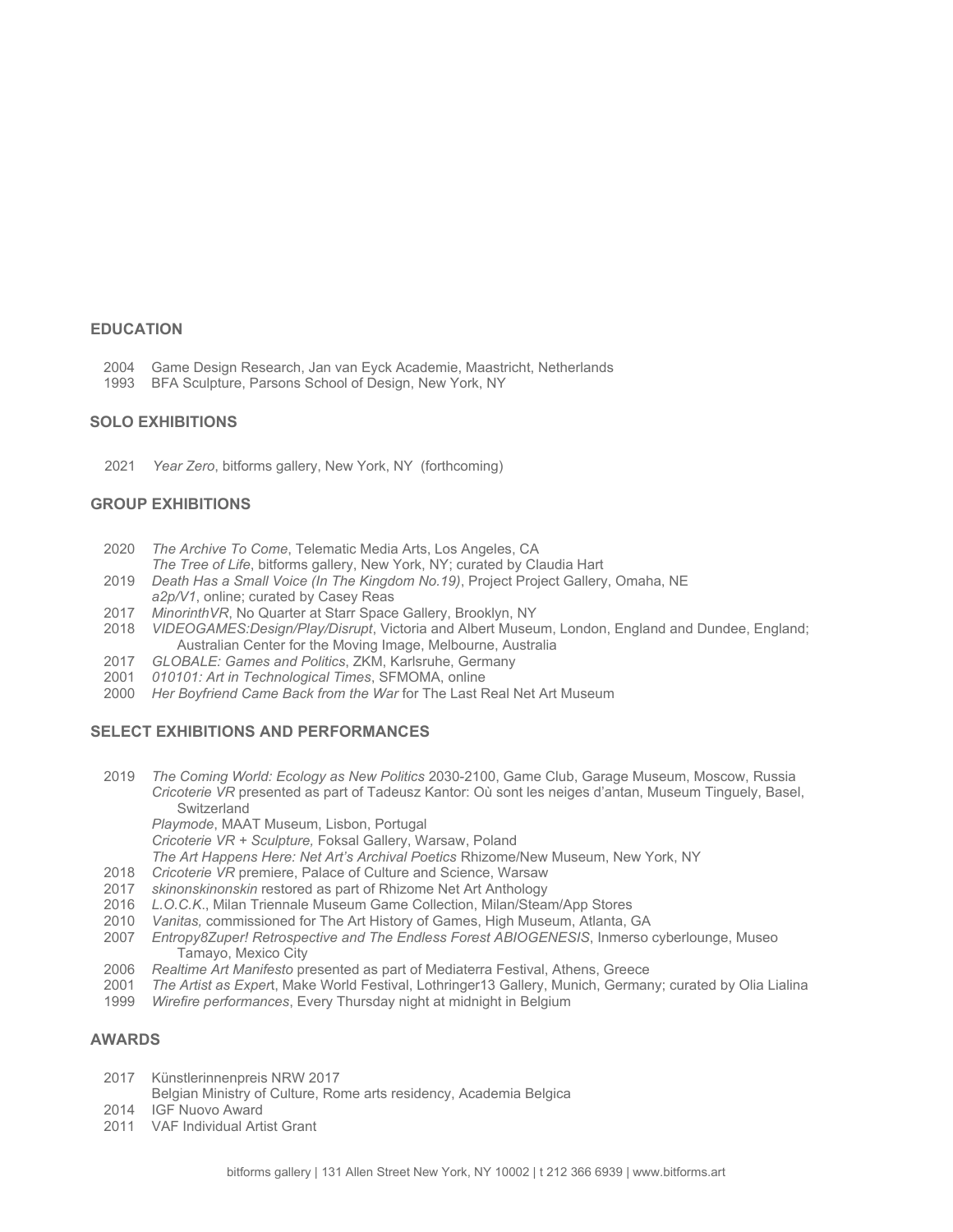## EDUCATION

2004 Game Design Research, Jan van Eyck Academie, Maastricht, Netherlands
1993 BFA Sculpture, Parsons School of Design, New York, NY

## SOLO EXHIBITIONS

2021 *Year Zero*, bitforms gallery, New York, NY (forthcoming)

## GROUP EXHIBITIONS

2020 *The Archive To Come*, Telematic Media Arts, Los Angeles, CA
*The Tree of Life*, bitforms gallery, New York, NY; curated by Claudia Hart
2019 *Death Has a Small Voice (In The Kingdom No.19)*, Project Project Gallery, Omaha, NE
*a2p/V1*, online; curated by Casey Reas
2017 *MinorinthVR*, No Quarter at Starr Space Gallery, Brooklyn, NY
2018 *VIDEOGAMES:Design/Play/Disrupt*, Victoria and Albert Museum, London, England and Dundee, England; Australian Center for the Moving Image, Melbourne, Australia
2017 *GLOBALE: Games and Politics*, ZKM, Karlsruhe, Germany
2001 *010101: Art in Technological Times*, SFMOMA, online
2000 *Her Boyfriend Came Back from the War* for The Last Real Net Art Museum

## SELECT EXHIBITIONS AND PERFORMANCES

2019 *The Coming World: Ecology as New Politics* 2030-2100, Game Club, Garage Museum, Moscow, Russia
*Cricoterie VR* presented as part of Tadeusz Kantor: Où sont les neiges d'antan, Museum Tinguely, Basel, Switzerland
*Playmode*, MAAT Museum, Lisbon, Portugal
*Cricoterie VR + Sculpture,* Foksal Gallery, Warsaw, Poland
*The Art Happens Here: Net Art's Archival Poetics* Rhizome/New Museum, New York, NY
2018 *Cricoterie VR* premiere, Palace of Culture and Science, Warsaw
2017 *skinonskinonskin* restored as part of Rhizome Net Art Anthology
2016 *L.O.C.K.*, Milan Triennale Museum Game Collection, Milan/Steam/App Stores
2010 *Vanitas,* commissioned for The Art History of Games, High Museum, Atlanta, GA
2007 *Entropy8Zuper! Retrospective and The Endless Forest ABIOGENESIS*, Inmerso cyberlounge, Museo Tamayo, Mexico City
2006 *Realtime Art Manifesto* presented as part of Mediaterra Festival, Athens, Greece
2001 *The Artist as Expert*, Make World Festival, Lothringer13 Gallery, Munich, Germany; curated by Olia Lialina
1999 *Wirefire performances*, Every Thursday night at midnight in Belgium

## AWARDS

2017 Künstlerinnenpreis NRW 2017
Belgian Ministry of Culture, Rome arts residency, Academia Belgica
2014 IGF Nuovo Award
2011 VAF Individual Artist Grant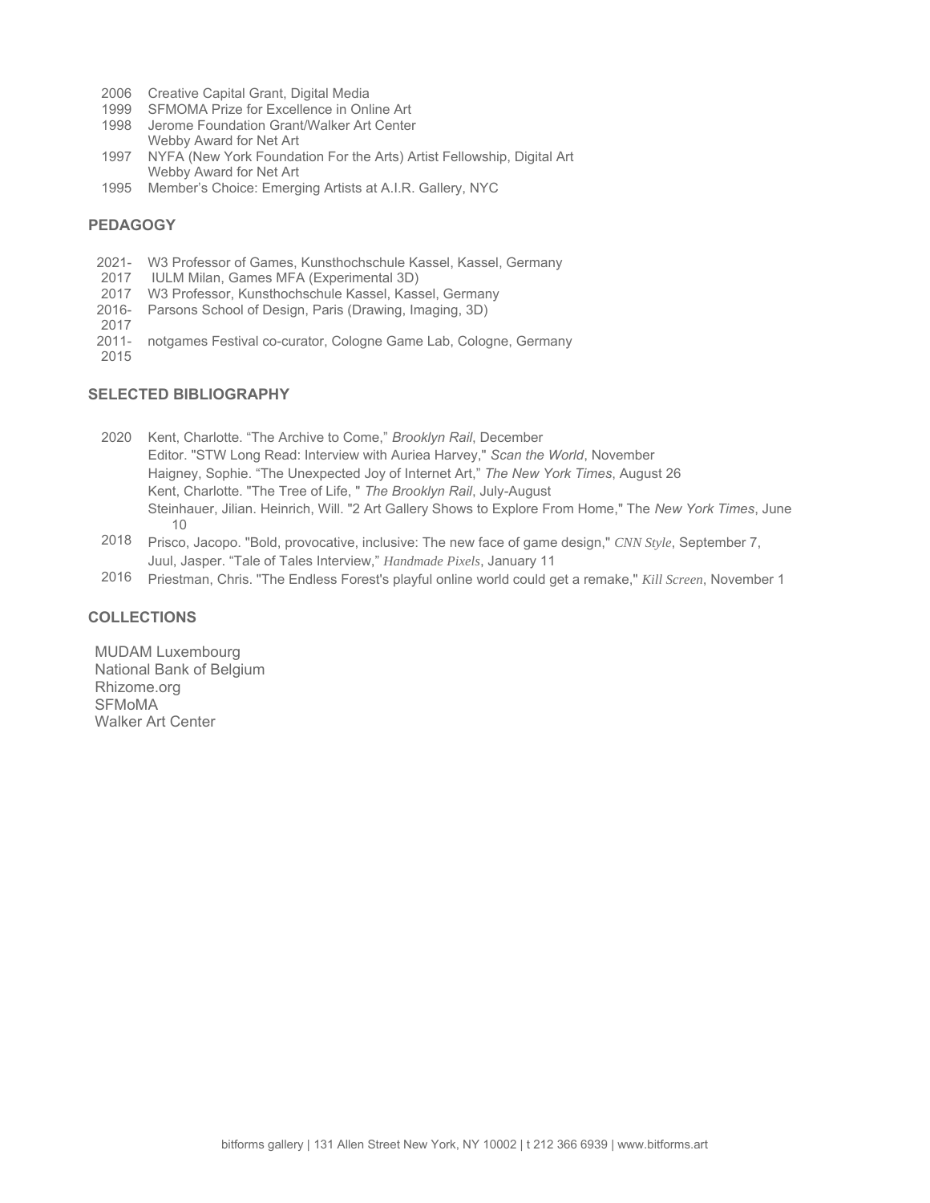2006 Creative Capital Grant, Digital Media
1999 SFMOMA Prize for Excellence in Online Art
1998 Jerome Foundation Grant/Walker Art Center
Webby Award for Net Art
1997 NYFA (New York Foundation For the Arts) Artist Fellowship, Digital Art
Webby Award for Net Art
1995 Member's Choice: Emerging Artists at A.I.R. Gallery, NYC

## PEDAGOGY

2021- W3 Professor of Games, Kunsthochschule Kassel, Kassel, Germany
2017 IULM Milan, Games MFA (Experimental 3D)
2017 W3 Professor, Kunsthochschule Kassel, Kassel, Germany
2016-2017 Parsons School of Design, Paris (Drawing, Imaging, 3D)
2011-2015 notgames Festival co-curator, Cologne Game Lab, Cologne, Germany

## SELECTED BIBLIOGRAPHY

2020 Kent, Charlotte. "The Archive to Come," *Brooklyn Rail*, December
Editor. "STW Long Read: Interview with Auriea Harvey," *Scan the World*, November
Haigney, Sophie. "The Unexpected Joy of Internet Art," *The New York Times*, August 26
Kent, Charlotte. "The Tree of Life, " *The Brooklyn Rail*, July-August
Steinhauer, Jilian. Heinrich, Will. "2 Art Gallery Shows to Explore From Home," The *New York Times*, June 10
2018 Prisco, Jacopo. "Bold, provocative, inclusive: The new face of game design," *CNN Style*, September 7,
Juul, Jasper. "Tale of Tales Interview," *Handmade Pixels*, January 11
2016 Priestman, Chris. "The Endless Forest's playful online world could get a remake," *Kill Screen*, November 1

## COLLECTIONS

MUDAM Luxembourg
National Bank of Belgium
Rhizome.org
SFMoMA
Walker Art Center